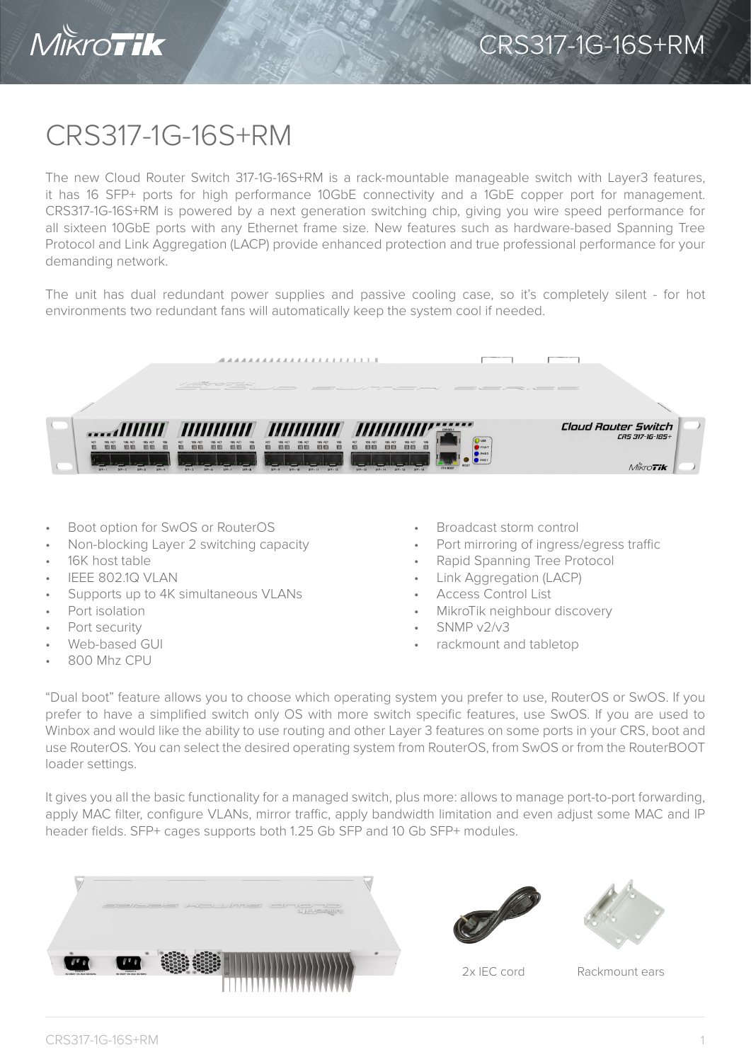# CRS317-1G-16S+RM

The new Cloud Router Switch 317-1G-16S+RM is a rack-mountable manageable switch with Layer3 features, it has 16 SFP+ ports for high performance 10GbE connectivity and a 1GbE copper port for management. CRS317-1G-16S+RM is powered by a next generation switching chip, giving you wire speed performance for all sixteen 10GbE ports with any Ethernet frame size. New features such as hardware-based Spanning Tree Protocol and Link Aggregation (LACP) provide enhanced protection and true professional performance for your demanding network.

The unit has dual redundant power supplies and passive cooling case, so it's completely silent - for hot environments two redundant fans will automatically keep the system cool if needed.

- Boot option for SwOS or RouterOS
- Non-blocking Layer 2 switching capacity
- 16K host table
- IEEE 802.1Q VLAN
- Supports up to 4K simultaneous VLANs
- Port isolation
- Port security
- Web-based GUI
- 800 Mhz CPU
- Broadcast storm control
- Port mirroring of ingress/egress traffic
- Rapid Spanning Tree Protocol
- Link Aggregation (LACP)
- Access Control List
- MikroTik neighbour discovery
- SNMP v2/v3
- rackmount and tabletop

"Dual boot" feature allows you to choose which operating system you prefer to use, RouterOS or SwOS. If you prefer to have a simplified switch only OS with more switch specific features, use SwOS. If you are used to Winbox and would like the ability to use routing and other Layer 3 features on some ports in your CRS, boot and use RouterOS. You can select the desired operating system from RouterOS, from SwOS or from the RouterBOOT loader settings.

It gives you all the basic functionality for a managed switch, plus more: allows to manage port-to-port forwarding, apply MAC filter, configure VLANs, mirror traffic, apply bandwidth limitation and even adjust some MAC and IP header fields. SFP+ cages supports both 1.25 Gb SFP and 10 Gb SFP+ modules.

2x IEC cord

Rackmount ears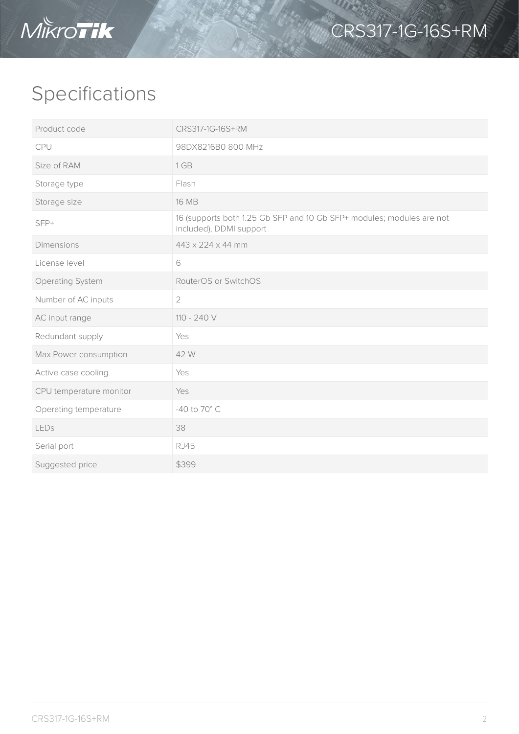# Specifications

| | |
|---|---|
| Product code | CRS317-1G-16S+RM |
| CPU | 98DX8216B0 800 MHz |
| Size of RAM | 1 GB |
| Storage type | Flash |
| Storage size | 16 MB |
| SFP+ | 16 (supports both 1.25 Gb SFP and 10 Gb SFP+ modules; modules are not included), DDMI support |
| Dimensions | 443 x 224 x 44 mm |
| License level | 6 |
| Operating System | RouterOS or SwitchOS |
| Number of AC inputs | 2 |
| AC input range | 110 - 240 V |
| Redundant supply | Yes |
| Max Power consumption | 42 W |
| Active case cooling | Yes |
| CPU temperature monitor | Yes |
| Operating temperature | -40 to 70° C |
| LEDs | 38 |
| Serial port | RJ45 |
| Suggested price | $399 |